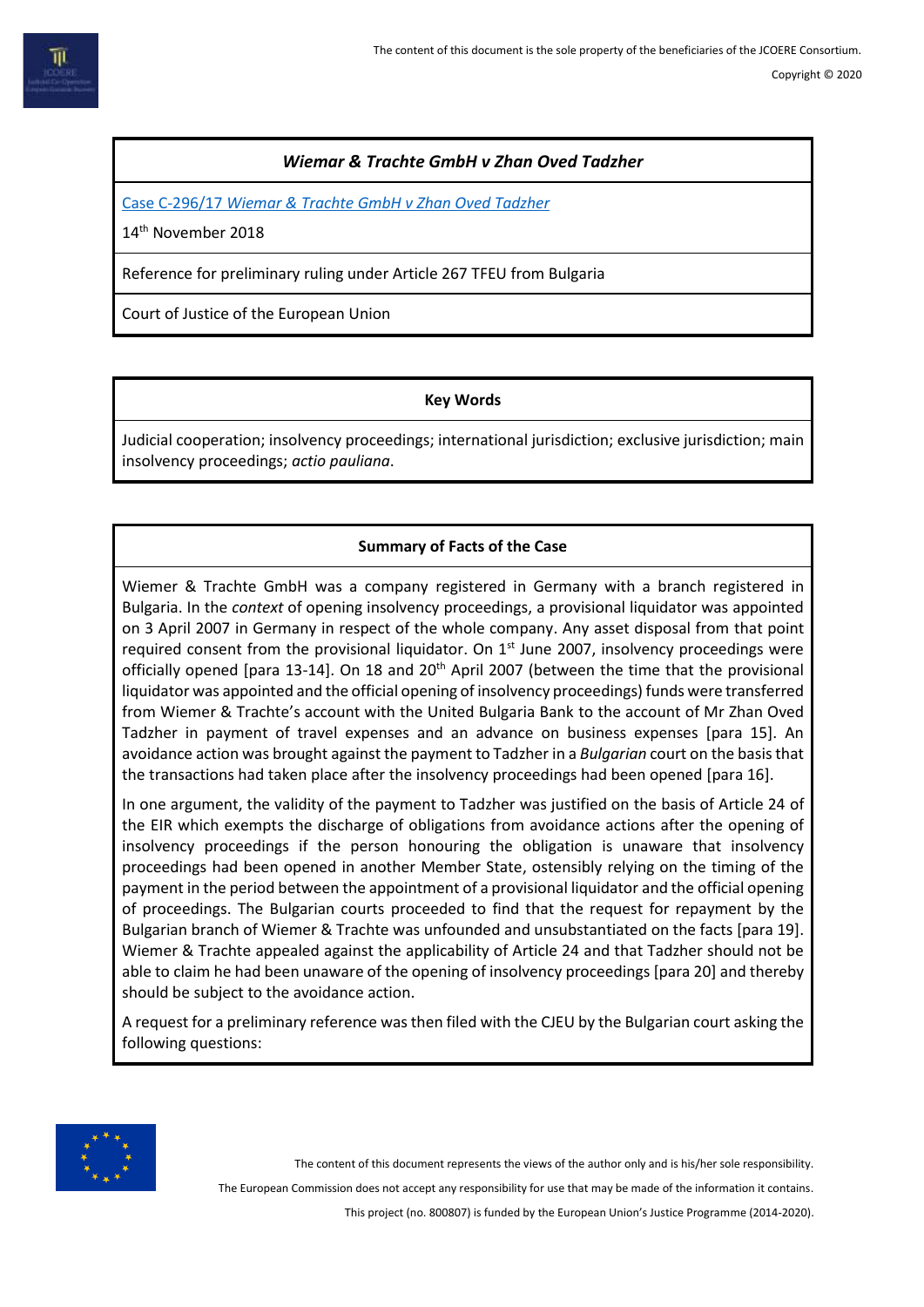## *Wiemar & Trachte GmbH v Zhan Oved Tadzher*

[Case C-296/17 *Wiemar & Trachte GmbH v Zhan Oved Tadzher*]

14th November 2018

Reference for preliminary ruling under Article 267 TFEU from Bulgaria

Court of Justice of the European Union

### Key Words

Judicial cooperation; insolvency proceedings; international jurisdiction; exclusive jurisdiction; main insolvency proceedings; *actio pauliana*.

### Summary of Facts of the Case

Wiemer & Trachte GmbH was a company registered in Germany with a branch registered in Bulgaria. In the *context* of opening insolvency proceedings, a provisional liquidator was appointed on 3 April 2007 in Germany in respect of the whole company. Any asset disposal from that point required consent from the provisional liquidator. On 1st June 2007, insolvency proceedings were officially opened [para 13-14]. On 18 and 20th April 2007 (between the time that the provisional liquidator was appointed and the official opening of insolvency proceedings) funds were transferred from Wiemer & Trachte's account with the United Bulgaria Bank to the account of Mr Zhan Oved Tadzher in payment of travel expenses and an advance on business expenses [para 15]. An avoidance action was brought against the payment to Tadzher in a *Bulgarian* court on the basis that the transactions had taken place after the insolvency proceedings had been opened [para 16].

In one argument, the validity of the payment to Tadzher was justified on the basis of Article 24 of the EIR which exempts the discharge of obligations from avoidance actions after the opening of insolvency proceedings if the person honouring the obligation is unaware that insolvency proceedings had been opened in another Member State, ostensibly relying on the timing of the payment in the period between the appointment of a provisional liquidator and the official opening of proceedings. The Bulgarian courts proceeded to find that the request for repayment by the Bulgarian branch of Wiemer & Trachte was unfounded and unsubstantiated on the facts [para 19]. Wiemer & Trachte appealed against the applicability of Article 24 and that Tadzher should not be able to claim he had been unaware of the opening of insolvency proceedings [para 20] and thereby should be subject to the avoidance action.

A request for a preliminary reference was then filed with the CJEU by the Bulgarian court asking the following questions: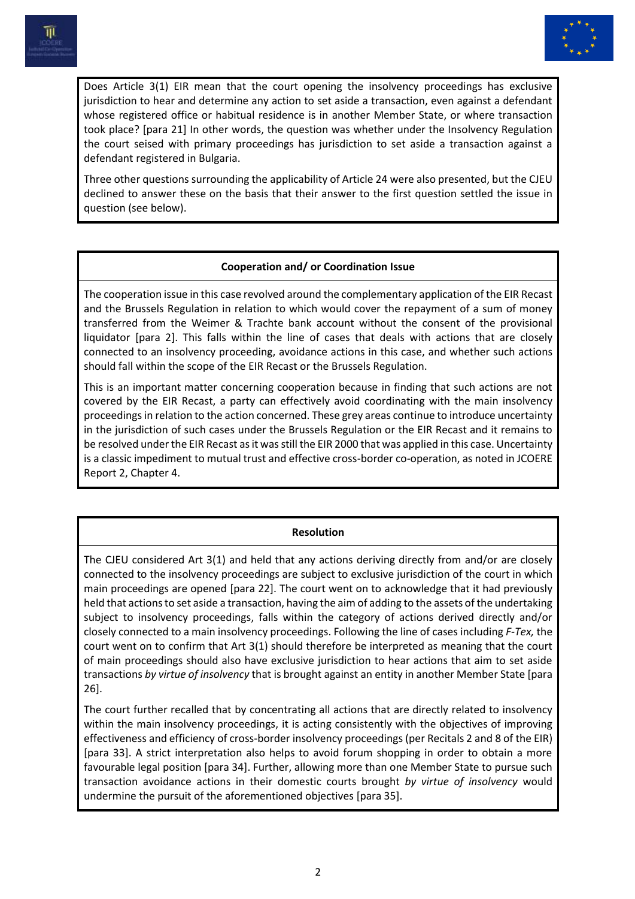Does Article 3(1) EIR mean that the court opening the insolvency proceedings has exclusive jurisdiction to hear and determine any action to set aside a transaction, even against a defendant whose registered office or habitual residence is in another Member State, or where transaction took place? [para 21] In other words, the question was whether under the Insolvency Regulation the court seised with primary proceedings has jurisdiction to set aside a transaction against a defendant registered in Bulgaria.

Three other questions surrounding the applicability of Article 24 were also presented, but the CJEU declined to answer these on the basis that their answer to the first question settled the issue in question (see below).

**Cooperation and/ or Coordination Issue**

The cooperation issue in this case revolved around the complementary application of the EIR Recast and the Brussels Regulation in relation to which would cover the repayment of a sum of money transferred from the Weimer & Trachte bank account without the consent of the provisional liquidator [para 2]. This falls within the line of cases that deals with actions that are closely connected to an insolvency proceeding, avoidance actions in this case, and whether such actions should fall within the scope of the EIR Recast or the Brussels Regulation.

This is an important matter concerning cooperation because in finding that such actions are not covered by the EIR Recast, a party can effectively avoid coordinating with the main insolvency proceedings in relation to the action concerned. These grey areas continue to introduce uncertainty in the jurisdiction of such cases under the Brussels Regulation or the EIR Recast and it remains to be resolved under the EIR Recast as it was still the EIR 2000 that was applied in this case. Uncertainty is a classic impediment to mutual trust and effective cross-border co-operation, as noted in JCOERE Report 2, Chapter 4.

**Resolution**

The CJEU considered Art 3(1) and held that any actions deriving directly from and/or are closely connected to the insolvency proceedings are subject to exclusive jurisdiction of the court in which main proceedings are opened [para 22]. The court went on to acknowledge that it had previously held that actions to set aside a transaction, having the aim of adding to the assets of the undertaking subject to insolvency proceedings, falls within the category of actions derived directly and/or closely connected to a main insolvency proceedings. Following the line of cases including *F-Tex,* the court went on to confirm that Art 3(1) should therefore be interpreted as meaning that the court of main proceedings should also have exclusive jurisdiction to hear actions that aim to set aside transactions *by virtue of insolvency* that is brought against an entity in another Member State [para 26].

The court further recalled that by concentrating all actions that are directly related to insolvency within the main insolvency proceedings, it is acting consistently with the objectives of improving effectiveness and efficiency of cross-border insolvency proceedings (per Recitals 2 and 8 of the EIR) [para 33]. A strict interpretation also helps to avoid forum shopping in order to obtain a more favourable legal position [para 34]. Further, allowing more than one Member State to pursue such transaction avoidance actions in their domestic courts brought *by virtue of insolvency* would undermine the pursuit of the aforementioned objectives [para 35].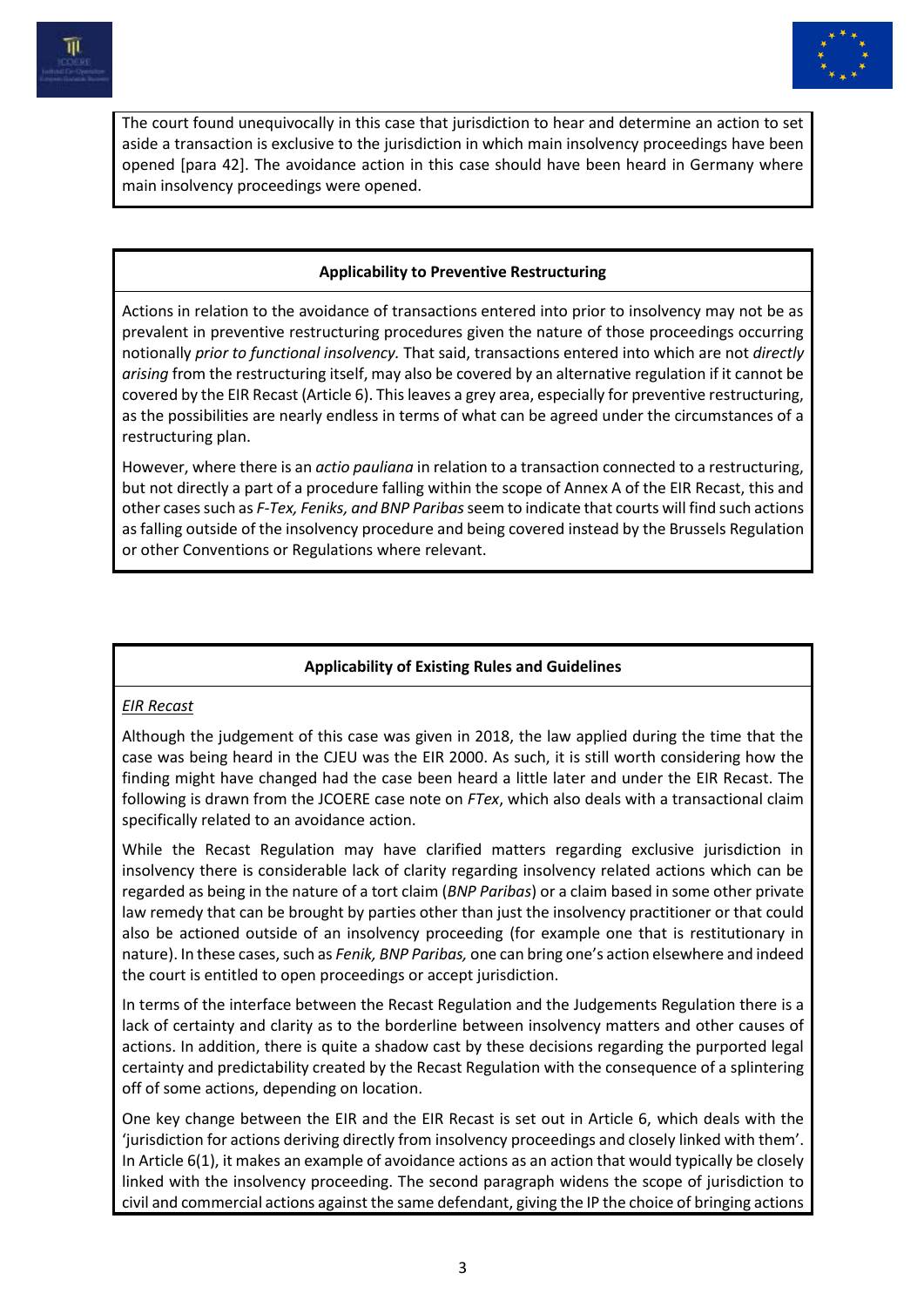The court found unequivocally in this case that jurisdiction to hear and determine an action to set aside a transaction is exclusive to the jurisdiction in which main insolvency proceedings have been opened [para 42]. The avoidance action in this case should have been heard in Germany where main insolvency proceedings were opened.

### Applicability to Preventive Restructuring

Actions in relation to the avoidance of transactions entered into prior to insolvency may not be as prevalent in preventive restructuring procedures given the nature of those proceedings occurring notionally *prior to functional insolvency.* That said, transactions entered into which are not *directly arising* from the restructuring itself, may also be covered by an alternative regulation if it cannot be covered by the EIR Recast (Article 6). This leaves a grey area, especially for preventive restructuring, as the possibilities are nearly endless in terms of what can be agreed under the circumstances of a restructuring plan.

However, where there is an *actio pauliana* in relation to a transaction connected to a restructuring, but not directly a part of a procedure falling within the scope of Annex A of the EIR Recast, this and other cases such as *F-Tex, Feniks, and BNP Paribas* seem to indicate that courts will find such actions as falling outside of the insolvency procedure and being covered instead by the Brussels Regulation or other Conventions or Regulations where relevant.

### Applicability of Existing Rules and Guidelines

*EIR Recast*

Although the judgement of this case was given in 2018, the law applied during the time that the case was being heard in the CJEU was the EIR 2000. As such, it is still worth considering how the finding might have changed had the case been heard a little later and under the EIR Recast. The following is drawn from the JCOERE case note on *FTex*, which also deals with a transactional claim specifically related to an avoidance action.

While the Recast Regulation may have clarified matters regarding exclusive jurisdiction in insolvency there is considerable lack of clarity regarding insolvency related actions which can be regarded as being in the nature of a tort claim (*BNP Paribas*) or a claim based in some other private law remedy that can be brought by parties other than just the insolvency practitioner or that could also be actioned outside of an insolvency proceeding (for example one that is restitutionary in nature). In these cases, such as *Fenik, BNP Paribas,* one can bring one's action elsewhere and indeed the court is entitled to open proceedings or accept jurisdiction.

In terms of the interface between the Recast Regulation and the Judgements Regulation there is a lack of certainty and clarity as to the borderline between insolvency matters and other causes of actions. In addition, there is quite a shadow cast by these decisions regarding the purported legal certainty and predictability created by the Recast Regulation with the consequence of a splintering off of some actions, depending on location.

One key change between the EIR and the EIR Recast is set out in Article 6, which deals with the 'jurisdiction for actions deriving directly from insolvency proceedings and closely linked with them'. In Article 6(1), it makes an example of avoidance actions as an action that would typically be closely linked with the insolvency proceeding. The second paragraph widens the scope of jurisdiction to civil and commercial actions against the same defendant, giving the IP the choice of bringing actions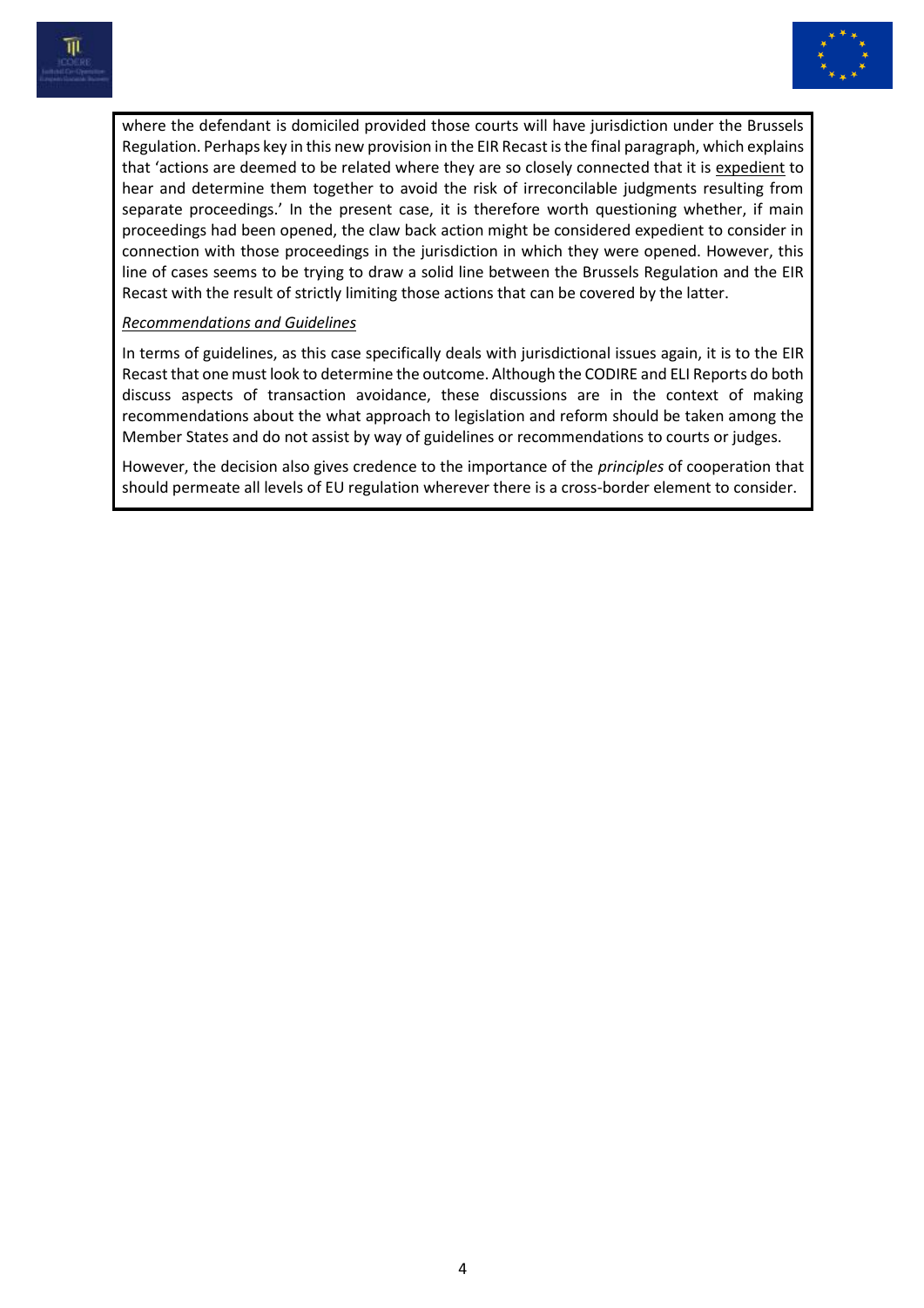where the defendant is domiciled provided those courts will have jurisdiction under the Brussels Regulation. Perhaps key in this new provision in the EIR Recast is the final paragraph, which explains that 'actions are deemed to be related where they are so closely connected that it is expedient to hear and determine them together to avoid the risk of irreconcilable judgments resulting from separate proceedings.' In the present case, it is therefore worth questioning whether, if main proceedings had been opened, the claw back action might be considered expedient to consider in connection with those proceedings in the jurisdiction in which they were opened. However, this line of cases seems to be trying to draw a solid line between the Brussels Regulation and the EIR Recast with the result of strictly limiting those actions that can be covered by the latter.

*Recommendations and Guidelines*

In terms of guidelines, as this case specifically deals with jurisdictional issues again, it is to the EIR Recast that one must look to determine the outcome. Although the CODIRE and ELI Reports do both discuss aspects of transaction avoidance, these discussions are in the context of making recommendations about the what approach to legislation and reform should be taken among the Member States and do not assist by way of guidelines or recommendations to courts or judges.

However, the decision also gives credence to the importance of the *principles* of cooperation that should permeate all levels of EU regulation wherever there is a cross-border element to consider.